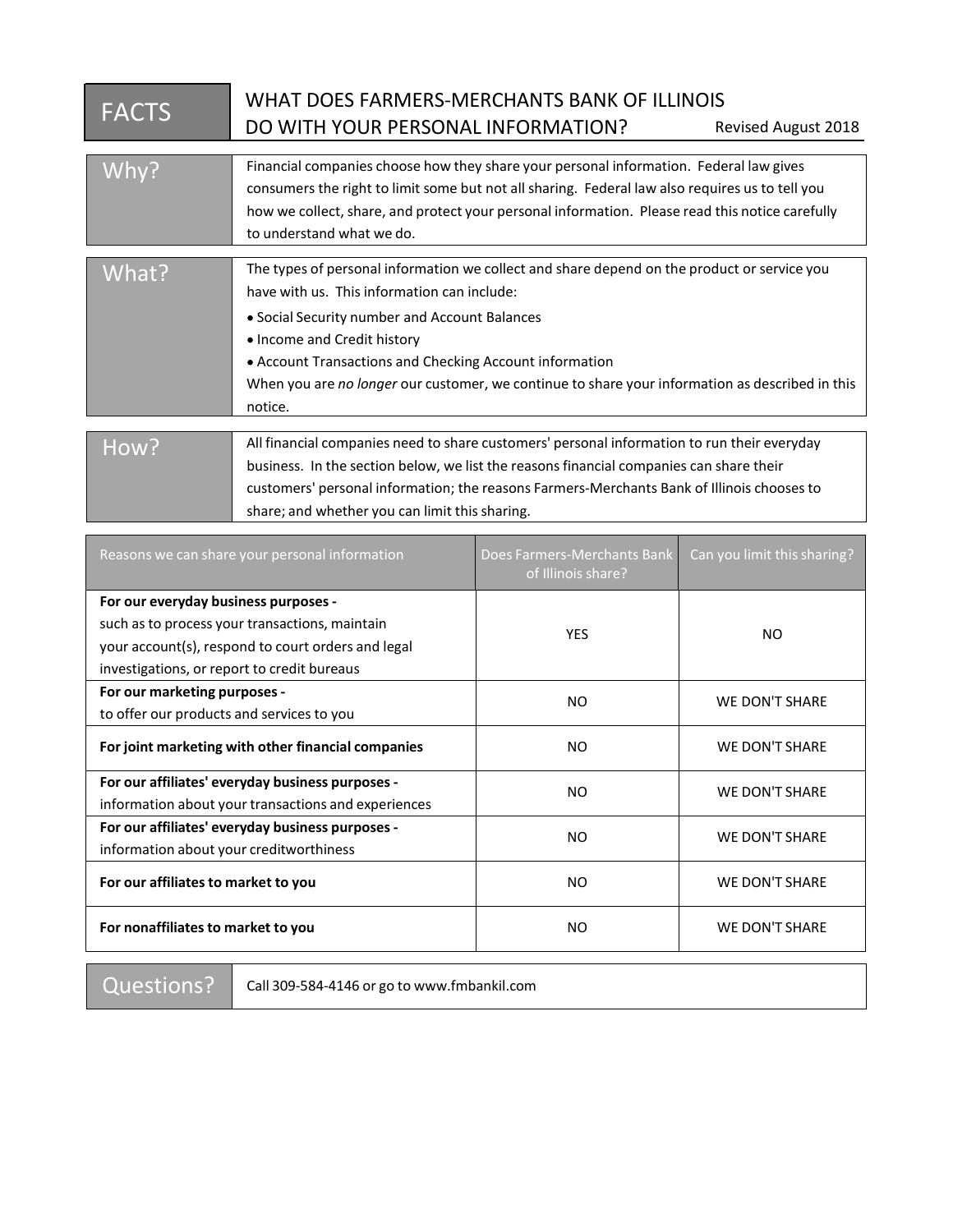# FACTS — WHAT DOES FARMERS-MERCHANTS BANK OF ILLINOIS DO WITH YOUR PERSONAL INFORMATION?

Revised August 2018

| | |
|---|---|
| **Why?** | Financial companies choose how they share your personal information. Federal law gives consumers the right to limit some but not all sharing. Federal law also requires us to tell you how we collect, share, and protect your personal information. Please read this notice carefully to understand what we do. |

| | |
|---|---|
| **What?** | The types of personal information we collect and share depend on the product or service you have with us. This information can include:<br>• Social Security number and Account Balances<br>• Income and Credit history<br>• Account Transactions and Checking Account information<br>When you are *no longer* our customer, we continue to share your information as described in this notice. |

| | |
|---|---|
| **How?** | All financial companies need to share customers' personal information to run their everyday business. In the section below, we list the reasons financial companies can share their customers' personal information; the reasons Farmers-Merchants Bank of Illinois chooses to share; and whether you can limit this sharing. |

| Reasons we can share your personal information | Does Farmers-Merchants Bank of Illinois share? | Can you limit this sharing? |
|---|---|---|
| **For our everyday business purposes -** such as to process your transactions, maintain your account(s), respond to court orders and legal investigations, or report to credit bureaus | YES | NO |
| **For our marketing purposes -** to offer our products and services to you | NO | WE DON'T SHARE |
| **For joint marketing with other financial companies** | NO | WE DON'T SHARE |
| **For our affiliates' everyday business purposes -** information about your transactions and experiences | NO | WE DON'T SHARE |
| **For our affiliates' everyday business purposes -** information about your creditworthiness | NO | WE DON'T SHARE |
| **For our affiliates to market to you** | NO | WE DON'T SHARE |
| **For nonaffiliates to market to you** | NO | WE DON'T SHARE |

| | |
|---|---|
| **Questions?** | Call 309-584-4146 or go to www.fmbankil.com |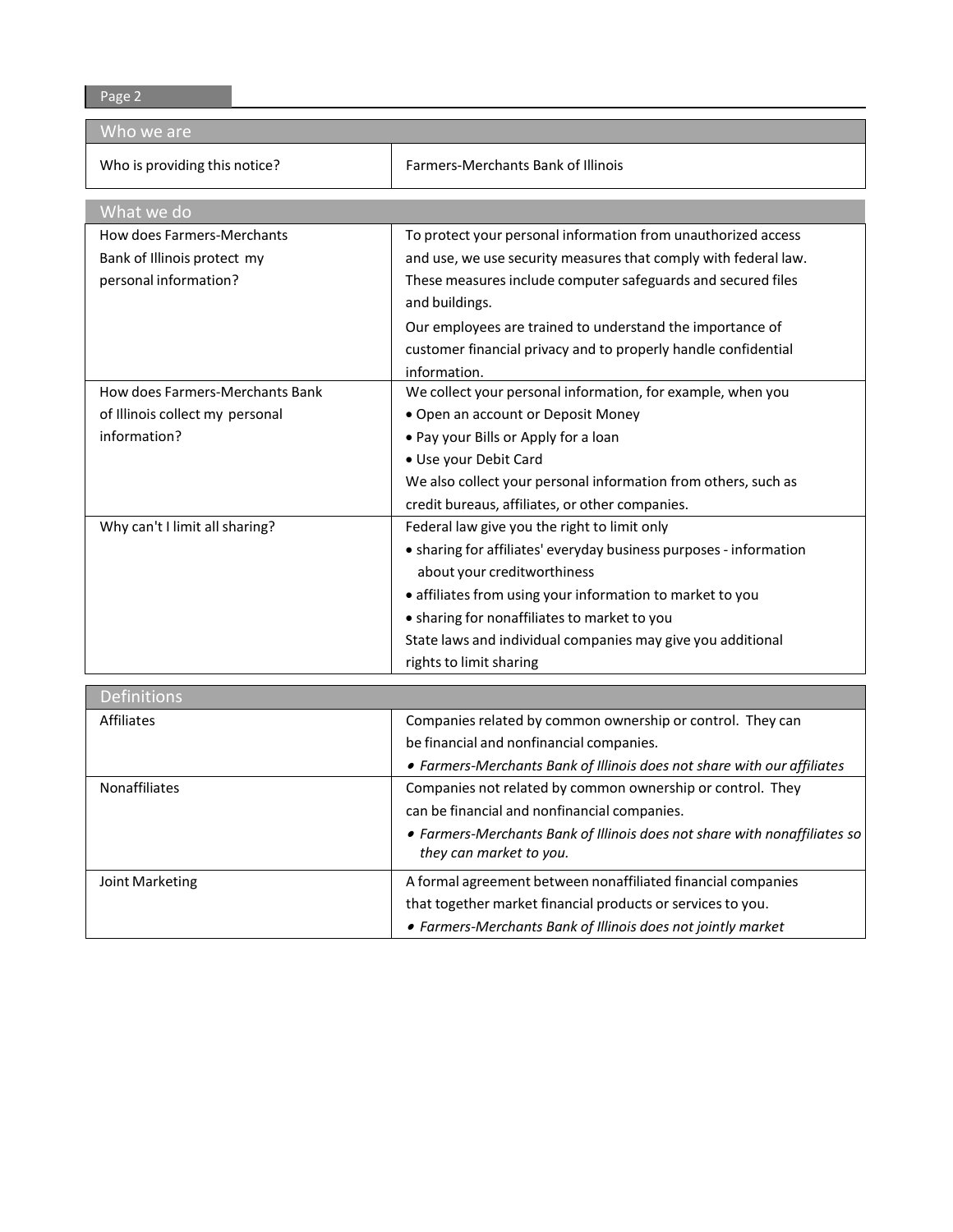## Who we are

| | |
|---|---|
| Who is providing this notice? | Farmers-Merchants Bank of Illinois |

## What we do

| | |
|---|---|
| How does Farmers-Merchants Bank of Illinois protect my personal information? | To protect your personal information from unauthorized access and use, we use security measures that comply with federal law. These measures include computer safeguards and secured files and buildings.<br>Our employees are trained to understand the importance of customer financial privacy and to properly handle confidential information. |
| How does Farmers-Merchants Bank of Illinois collect my personal information? | We collect your personal information, for example, when you<br>• Open an account or Deposit Money<br>• Pay your Bills or Apply for a loan<br>• Use your Debit Card<br>We also collect your personal information from others, such as credit bureaus, affiliates, or other companies. |
| Why can't I limit all sharing? | Federal law give you the right to limit only<br>• sharing for affiliates' everyday business purposes - information about your creditworthiness<br>• affiliates from using your information to market to you<br>• sharing for nonaffiliates to market to you<br>State laws and individual companies may give you additional rights to limit sharing |

## Definitions

| | |
|---|---|
| Affiliates | Companies related by common ownership or control. They can be financial and nonfinancial companies.<br>• *Farmers-Merchants Bank of Illinois does not share with our affiliates* |
| Nonaffiliates | Companies not related by common ownership or control. They can be financial and nonfinancial companies.<br>• *Farmers-Merchants Bank of Illinois does not share with nonaffiliates so they can market to you.* |
| Joint Marketing | A formal agreement between nonaffiliated financial companies that together market financial products or services to you.<br>• *Farmers-Merchants Bank of Illinois does not jointly market* |